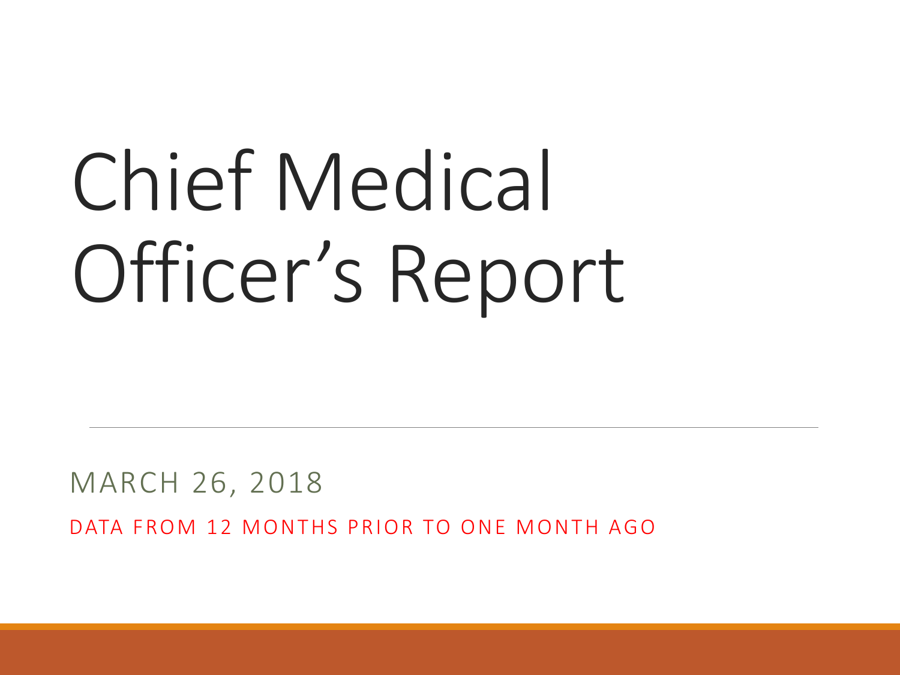# Chief Medical Officer's Report

MARCH 26, 2018

DATA FROM 12 MONTHS PRIOR TO ONE MONTH AGO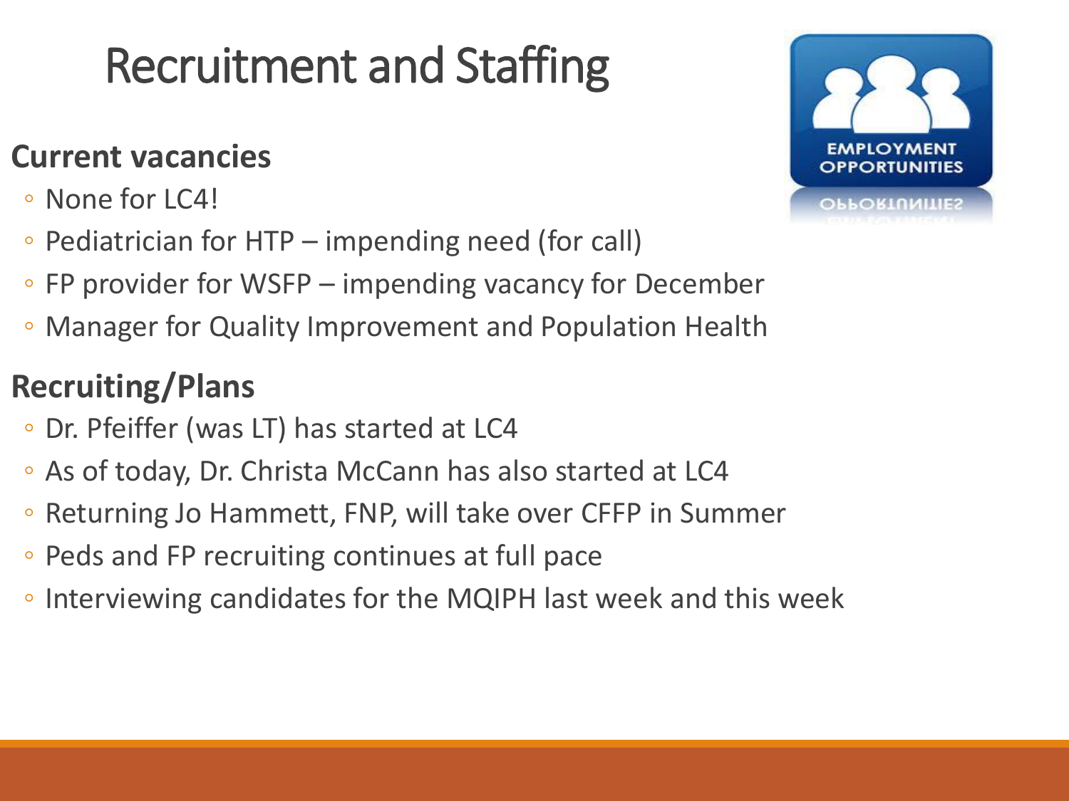# Recruitment and Staffing

## Current vacancies

- None for LC4!
- Pediatrician for HTP – impending need (for call)
- FP provider for WSFP – impending vacancy for December
- Manager for Quality Improvement and Population Health

## Recruiting/Plans

- Dr. Pfeiffer (was LT) has started at LC4
- As of today, Dr. Christa McCann has also started at LC4
- Returning Jo Hammett, FNP, will take over CFFP in Summer
- Peds and FP recruiting continues at full pace
- Interviewing candidates for the MQIPH last week and this week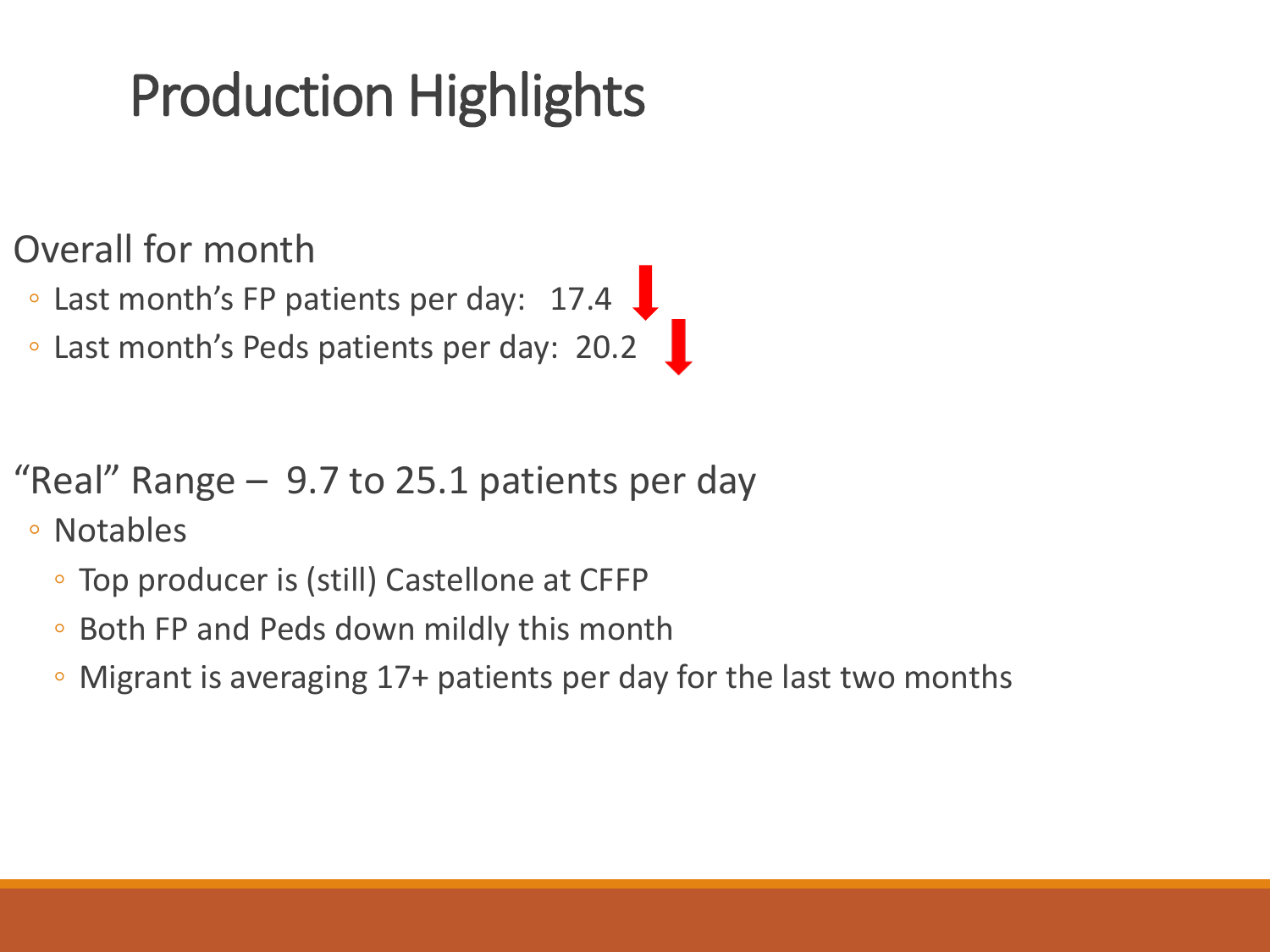# Production Highlights

Overall for month

- Last month’s FP patients per day: 17.4 ↓
- Last month’s Peds patients per day: 20.2 ↓

“Real” Range – 9.7 to 25.1 patients per day

- Notables
  - Top producer is (still) Castellone at CFFP
  - Both FP and Peds down mildly this month
  - Migrant is averaging 17+ patients per day for the last two months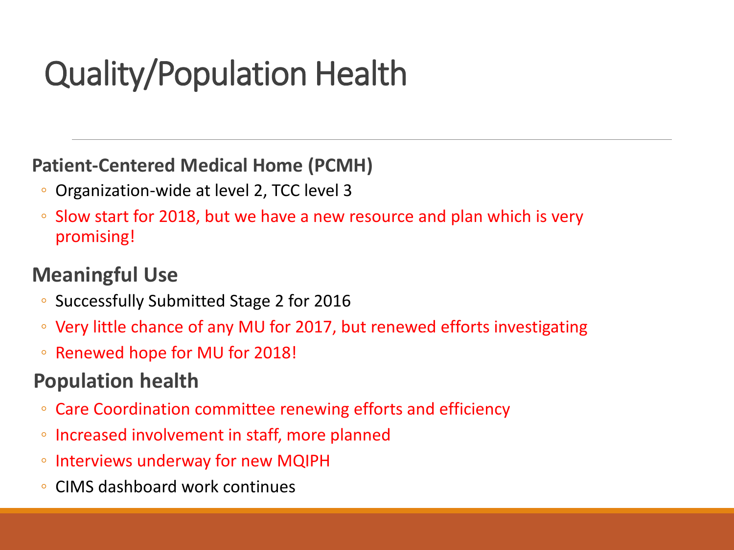# Quality/Population Health

### Patient-Centered Medical Home (PCMH)

- Organization-wide at level 2, TCC level 3
- Slow start for 2018, but we have a new resource and plan which is very promising!

### Meaningful Use

- Successfully Submitted Stage 2 for 2016
- Very little chance of any MU for 2017, but renewed efforts investigating
- Renewed hope for MU for 2018!

### Population health

- Care Coordination committee renewing efforts and efficiency
- Increased involvement in staff, more planned
- Interviews underway for new MQIPH
- CIMS dashboard work continues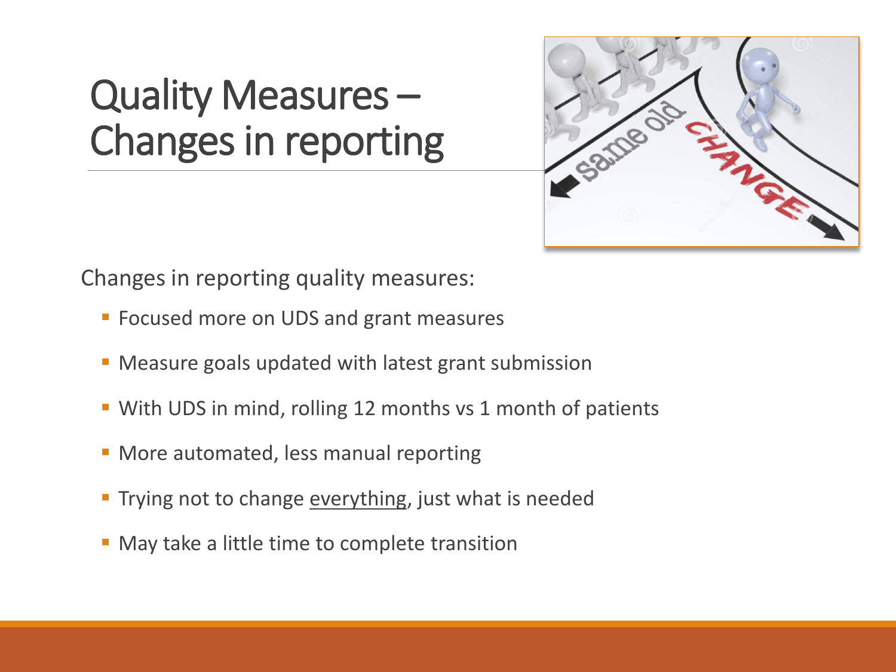# Quality Measures – Changes in reporting

Changes in reporting quality measures:

- Focused more on UDS and grant measures
- Measure goals updated with latest grant submission
- With UDS in mind, rolling 12 months vs 1 month of patients
- More automated, less manual reporting
- Trying not to change <u>everything</u>, just what is needed
- May take a little time to complete transition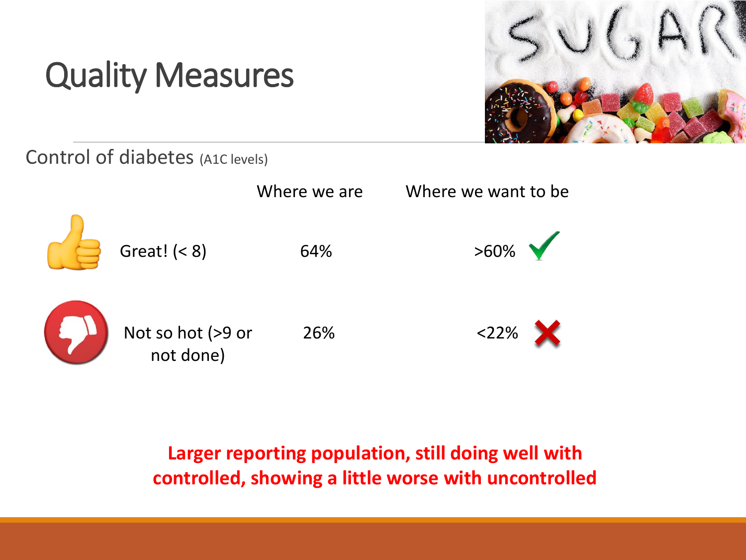# Quality Measures

Control of diabetes (A1C levels)

| | Where we are | Where we want to be |
|---|---|---|
| Great! (< 8) | 64% | >60% ✓ |
| Not so hot (>9 or not done) | 26% | <22% ✗ |

**Larger reporting population, still doing well with controlled, showing a little worse with uncontrolled**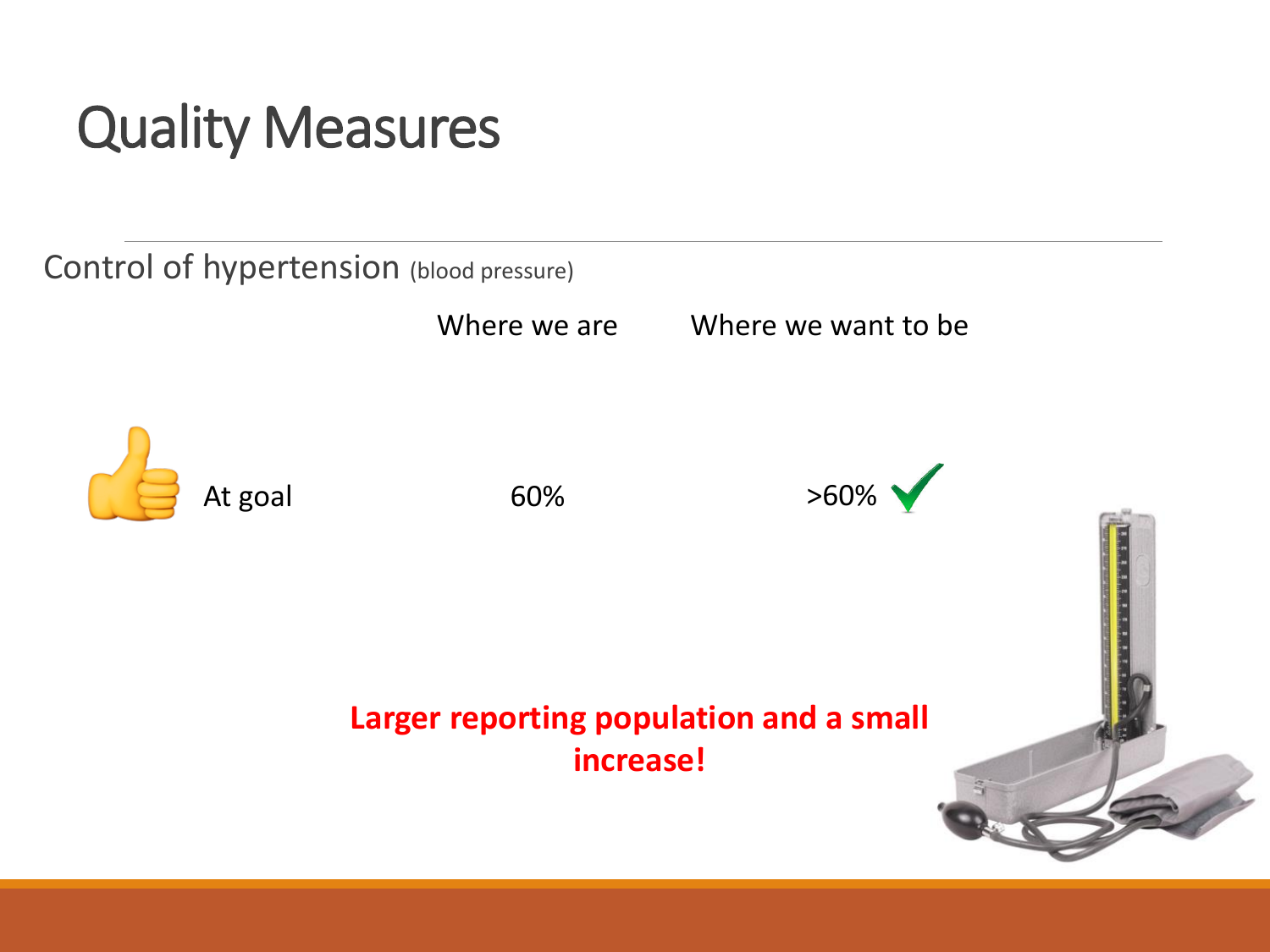# Quality Measures

Control of hypertension (blood pressure)

| | Where we are | Where we want to be |
|---|---|---|
| At goal | 60% | >60% ✔ |

**Larger reporting population and a small increase!**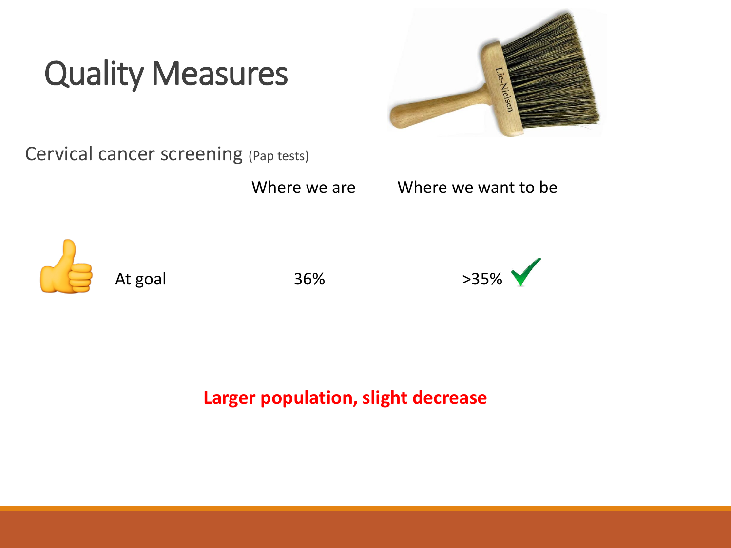# Quality Measures

Cervical cancer screening (Pap tests)

| | Where we are | Where we want to be |
|---|---|---|
| At goal | 36% | >35% ✓ |

**Larger population, slight decrease**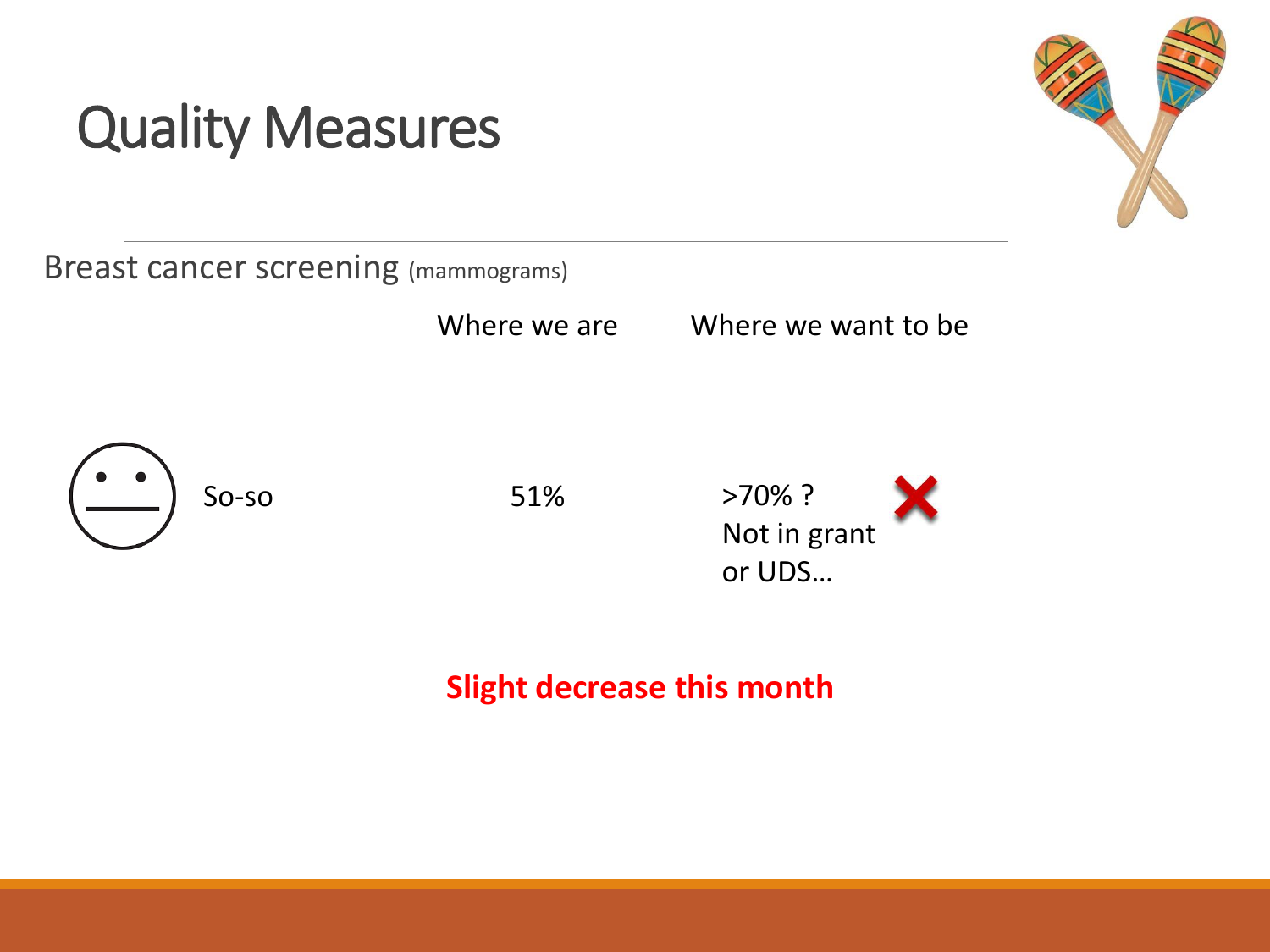# Quality Measures

Breast cancer screening (mammograms)

| | | Where we are | Where we want to be |
|---|---|---|---|
| | So-so | 51% | >70% ? Not in grant or UDS… |

**Slight decrease this month**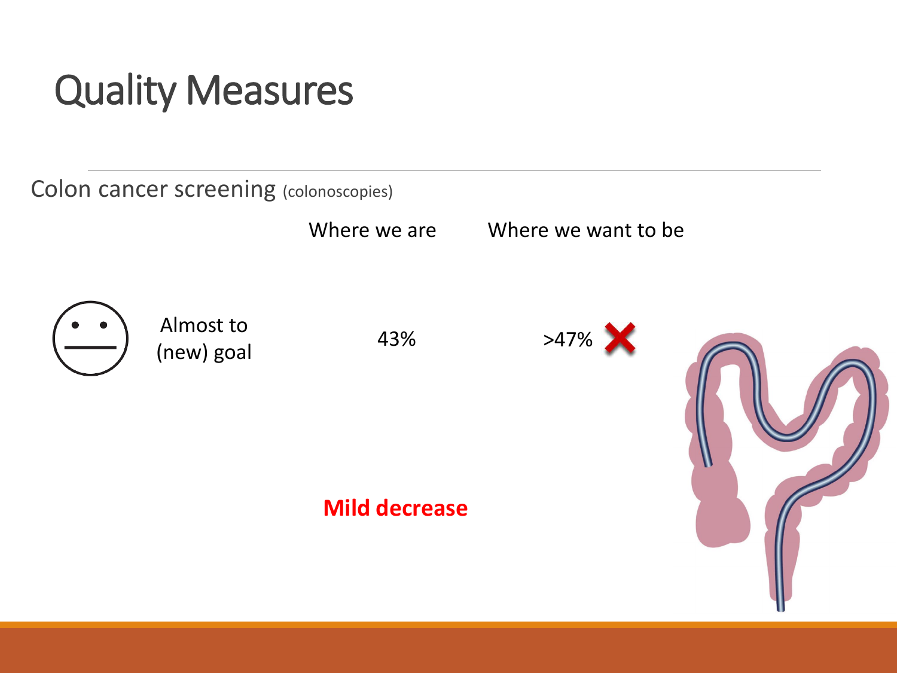# Quality Measures

Colon cancer screening (colonoscopies)

| | Where we are | Where we want to be |
| --- | --- | --- |
| Almost to (new) goal | 43% | >47% |

**Mild decrease**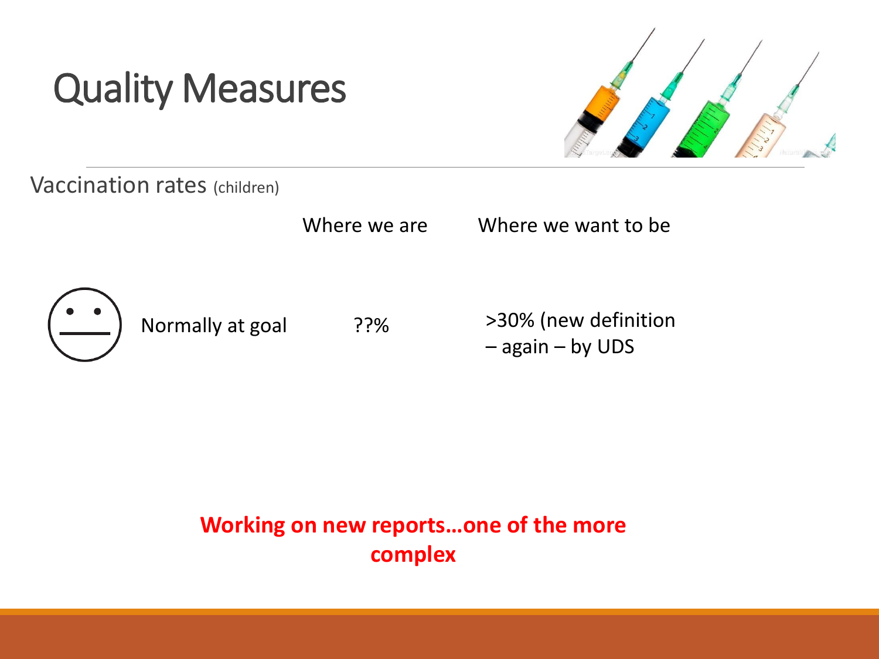# Quality Measures

Vaccination rates (children)

| | Where we are | Where we want to be |
|---|---|---|
| Normally at goal | ??% | >30% (new definition – again – by UDS |

**Working on new reports…one of the more complex**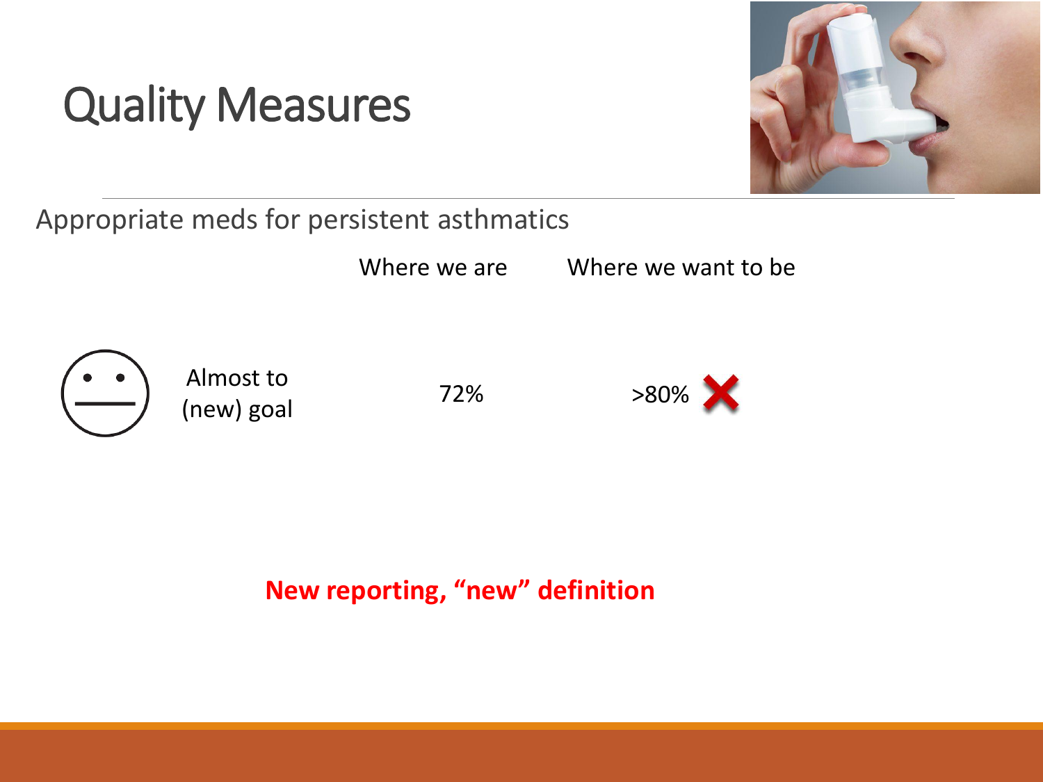# Quality Measures

Appropriate meds for persistent asthmatics

| | Where we are | Where we want to be |
|---|---|---|
| Almost to (new) goal | 72% | >80% ✗ |

**New reporting, "new" definition**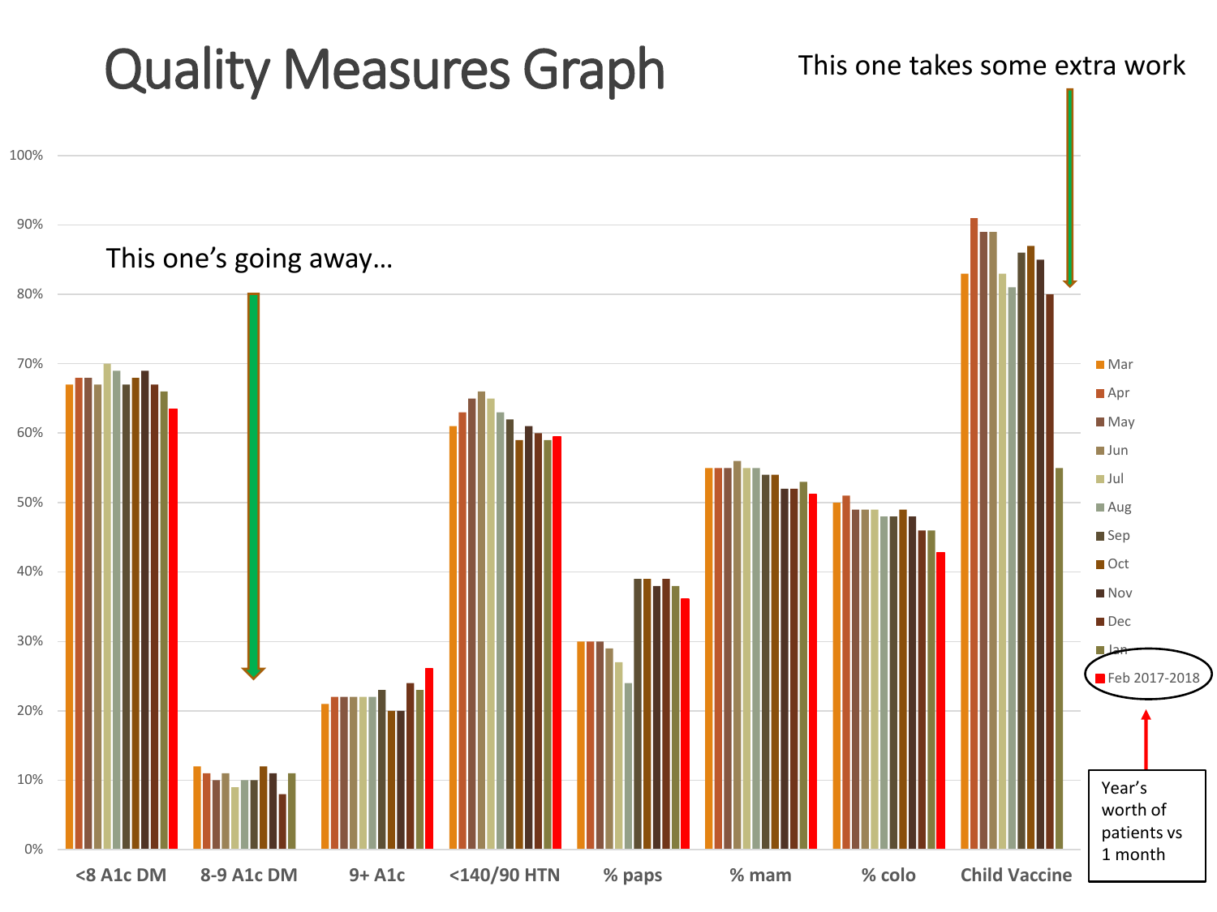# Quality Measures Graph

This one takes some extra work

This one's going away…

| Measure | Mar | Apr | May | Jun | Jul | Aug | Sep | Oct | Nov | Dec | Jan | Feb 2017-2018 |
|---|---|---|---|---|---|---|---|---|---|---|---|---|
| <8 A1c DM | 67% | 68% | 68% | 67% | 70% | 69% | 67% | 68% | 69% | 67% | 66% | 63.5% |
| 8-9 A1c DM | 12% | 11% | 10% | 11% | 9% | 10% | 10% | 12% | 11% | 8% | 11% | |
| 9+ A1c | 21% | 22% | 22% | 22% | 22% | 22% | 23% | 20% | 20% | 24% | 23% | 26% |
| <140/90 HTN | 61% | 63% | 65% | 66% | 65% | 63% | 62% | 59% | 61% | 60% | 59% | 59.5% |
| % paps | 30% | 30% | 30% | 29% | 27% | 24% | 39% | 39% | 38% | 39% | 38% | 36% |
| % mam | 55% | 55% | 55% | 56% | 55% | 55% | 54% | 54% | 52% | 52% | 53% | 51% |
| % colo | 50% | 51% | 49% | 49% | 49% | 48% | 48% | 49% | 48% | 46% | 46% | 43% |
| Child Vaccine | 83% | 91% | 89% | 89% | 83% | 81% | 86% | 87% | 85% | 80% | 55% | |

Year's worth of patients vs 1 month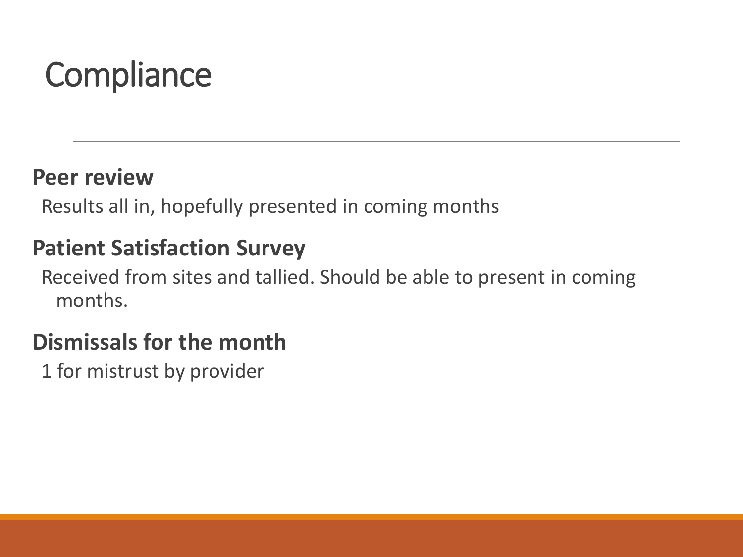# Compliance

**Peer review**

Results all in, hopefully presented in coming months

**Patient Satisfaction Survey**

Received from sites and tallied. Should be able to present in coming months.

**Dismissals for the month**

1 for mistrust by provider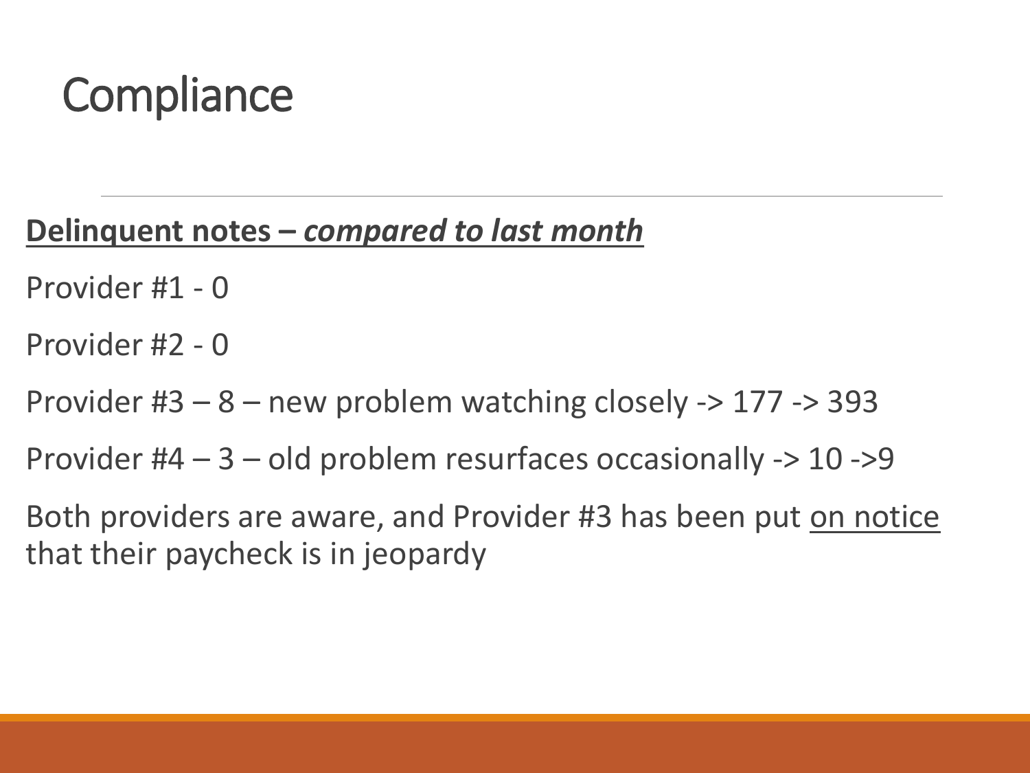# Compliance

**<u>Delinquent notes – *compared to last month*</u>**

Provider #1 - 0

Provider #2 - 0

Provider #3 – 8 – new problem watching closely -> 177 -> 393

Provider #4 – 3 – old problem resurfaces occasionally -> 10 ->9

Both providers are aware, and Provider #3 has been put <u>on notice</u> that their paycheck is in jeopardy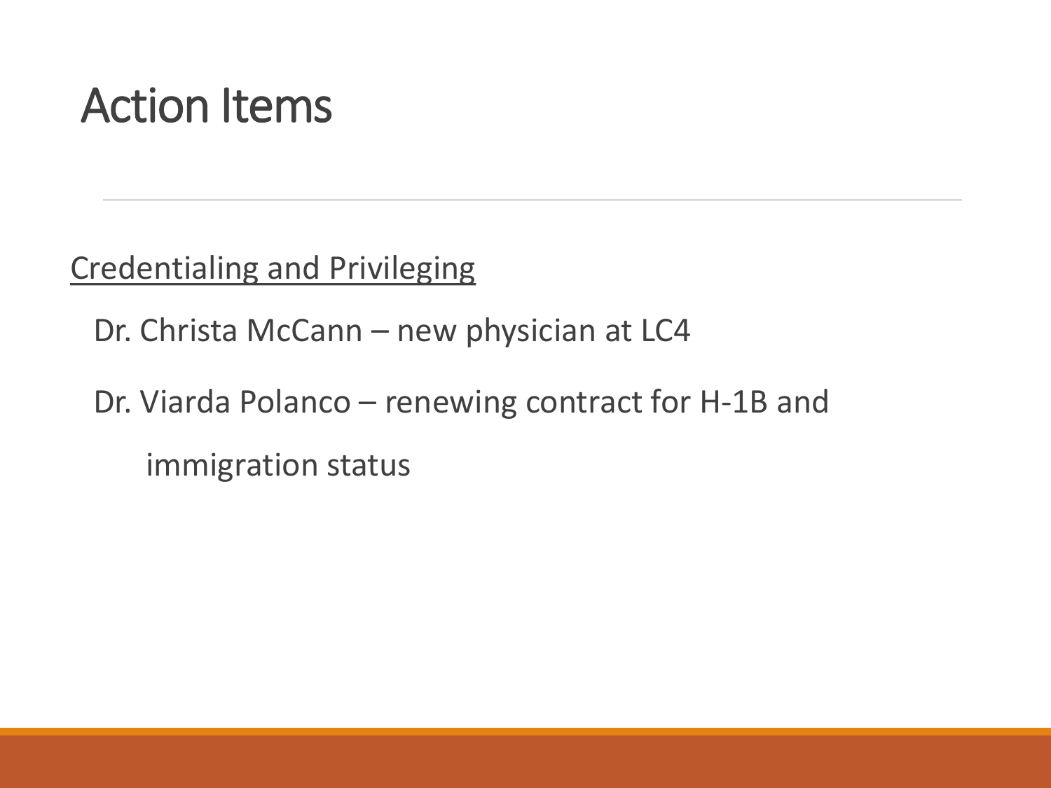# Action Items

Credentialing and Privileging

Dr. Christa McCann – new physician at LC4

Dr. Viarda Polanco – renewing contract for H-1B and immigration status